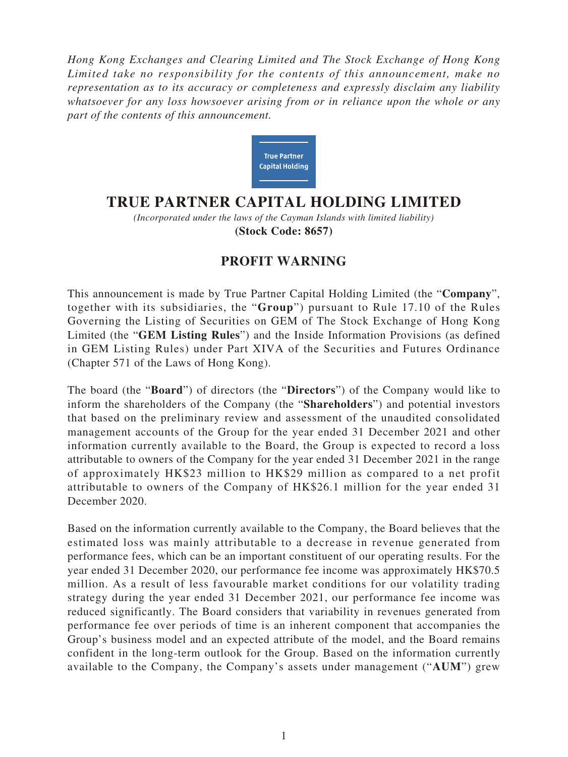*Hong Kong Exchanges and Clearing Limited and The Stock Exchange of Hong Kong Limited take no responsibility for the contents of this announcement, make no representation as to its accuracy or completeness and expressly disclaim any liability whatsoever for any loss howsoever arising from or in reliance upon the whole or any part of the contents of this announcement.*

True Partner Capital Holding

# TRUE PARTNER CAPITAL HOLDING LIMITED

*(Incorporated under the laws of the Cayman Islands with limited liability)*

**(Stock Code: 8657)**

## PROFIT WARNING

This announcement is made by True Partner Capital Holding Limited (the "**Company**", together with its subsidiaries, the "**Group**") pursuant to Rule 17.10 of the Rules Governing the Listing of Securities on GEM of The Stock Exchange of Hong Kong Limited (the "**GEM Listing Rules**") and the Inside Information Provisions (as defined in GEM Listing Rules) under Part XIVA of the Securities and Futures Ordinance (Chapter 571 of the Laws of Hong Kong).

The board (the "**Board**") of directors (the "**Directors**") of the Company would like to inform the shareholders of the Company (the "**Shareholders**") and potential investors that based on the preliminary review and assessment of the unaudited consolidated management accounts of the Group for the year ended 31 December 2021 and other information currently available to the Board, the Group is expected to record a loss attributable to owners of the Company for the year ended 31 December 2021 in the range of approximately HK$23 million to HK$29 million as compared to a net profit attributable to owners of the Company of HK$26.1 million for the year ended 31 December 2020.

Based on the information currently available to the Company, the Board believes that the estimated loss was mainly attributable to a decrease in revenue generated from performance fees, which can be an important constituent of our operating results. For the year ended 31 December 2020, our performance fee income was approximately HK$70.5 million. As a result of less favourable market conditions for our volatility trading strategy during the year ended 31 December 2021, our performance fee income was reduced significantly. The Board considers that variability in revenues generated from performance fee over periods of time is an inherent component that accompanies the Group's business model and an expected attribute of the model, and the Board remains confident in the long-term outlook for the Group. Based on the information currently available to the Company, the Company's assets under management ("**AUM**") grew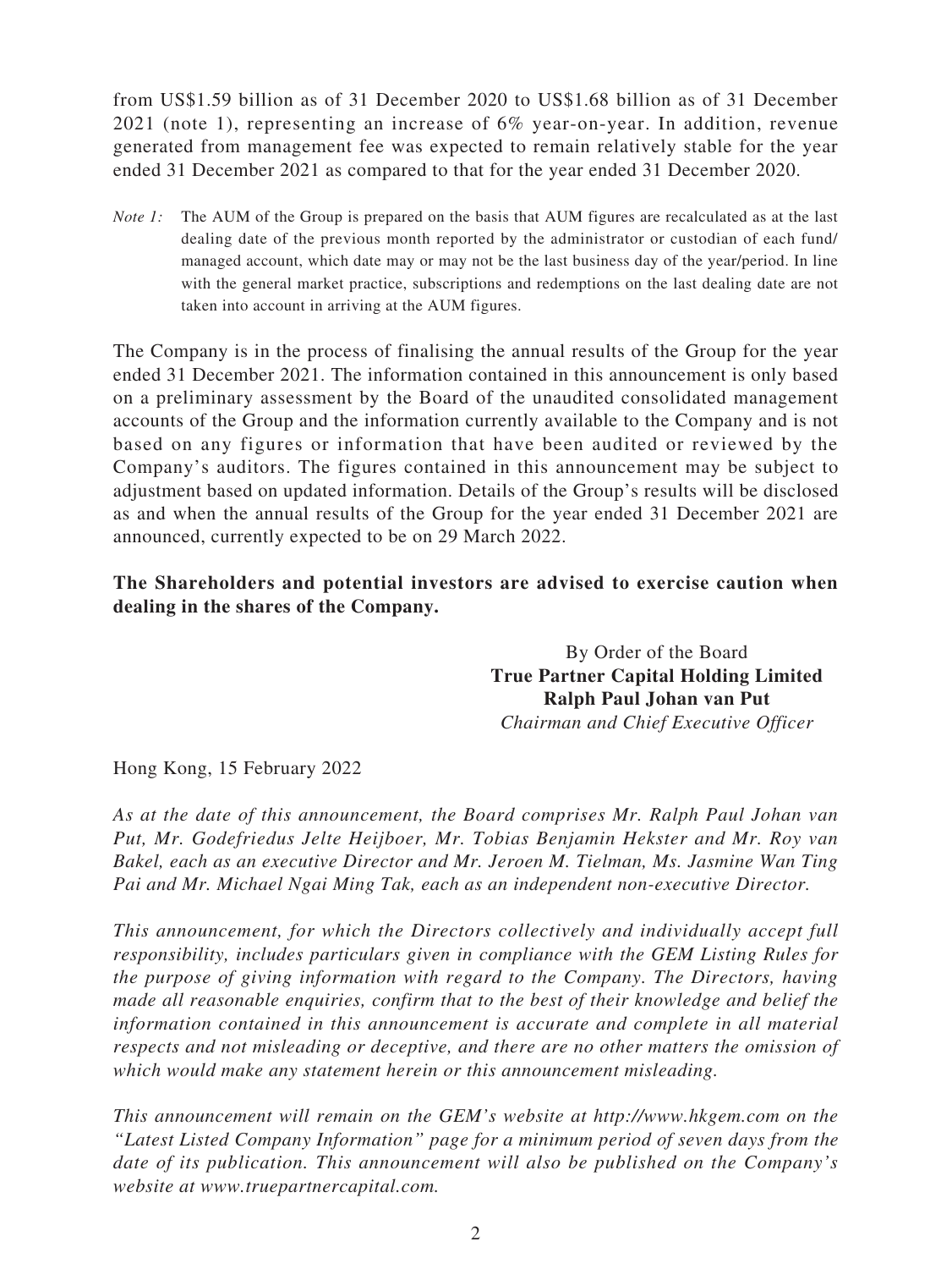from US$1.59 billion as of 31 December 2020 to US$1.68 billion as of 31 December 2021 (note 1), representing an increase of 6% year-on-year. In addition, revenue generated from management fee was expected to remain relatively stable for the year ended 31 December 2021 as compared to that for the year ended 31 December 2020.

*Note 1:* The AUM of the Group is prepared on the basis that AUM figures are recalculated as at the last dealing date of the previous month reported by the administrator or custodian of each fund/managed account, which date may or may not be the last business day of the year/period. In line with the general market practice, subscriptions and redemptions on the last dealing date are not taken into account in arriving at the AUM figures.

The Company is in the process of finalising the annual results of the Group for the year ended 31 December 2021. The information contained in this announcement is only based on a preliminary assessment by the Board of the unaudited consolidated management accounts of the Group and the information currently available to the Company and is not based on any figures or information that have been audited or reviewed by the Company's auditors. The figures contained in this announcement may be subject to adjustment based on updated information. Details of the Group's results will be disclosed as and when the annual results of the Group for the year ended 31 December 2021 are announced, currently expected to be on 29 March 2022.

**The Shareholders and potential investors are advised to exercise caution when dealing in the shares of the Company.**

By Order of the Board
**True Partner Capital Holding Limited**
**Ralph Paul Johan van Put**
*Chairman and Chief Executive Officer*

Hong Kong, 15 February 2022

*As at the date of this announcement, the Board comprises Mr. Ralph Paul Johan van Put, Mr. Godefriedus Jelte Heijboer, Mr. Tobias Benjamin Hekster and Mr. Roy van Bakel, each as an executive Director and Mr. Jeroen M. Tielman, Ms. Jasmine Wan Ting Pai and Mr. Michael Ngai Ming Tak, each as an independent non-executive Director.*

*This announcement, for which the Directors collectively and individually accept full responsibility, includes particulars given in compliance with the GEM Listing Rules for the purpose of giving information with regard to the Company. The Directors, having made all reasonable enquiries, confirm that to the best of their knowledge and belief the information contained in this announcement is accurate and complete in all material respects and not misleading or deceptive, and there are no other matters the omission of which would make any statement herein or this announcement misleading.*

*This announcement will remain on the GEM's website at http://www.hkgem.com on the "Latest Listed Company Information" page for a minimum period of seven days from the date of its publication. This announcement will also be published on the Company's website at www.truepartnercapital.com.*